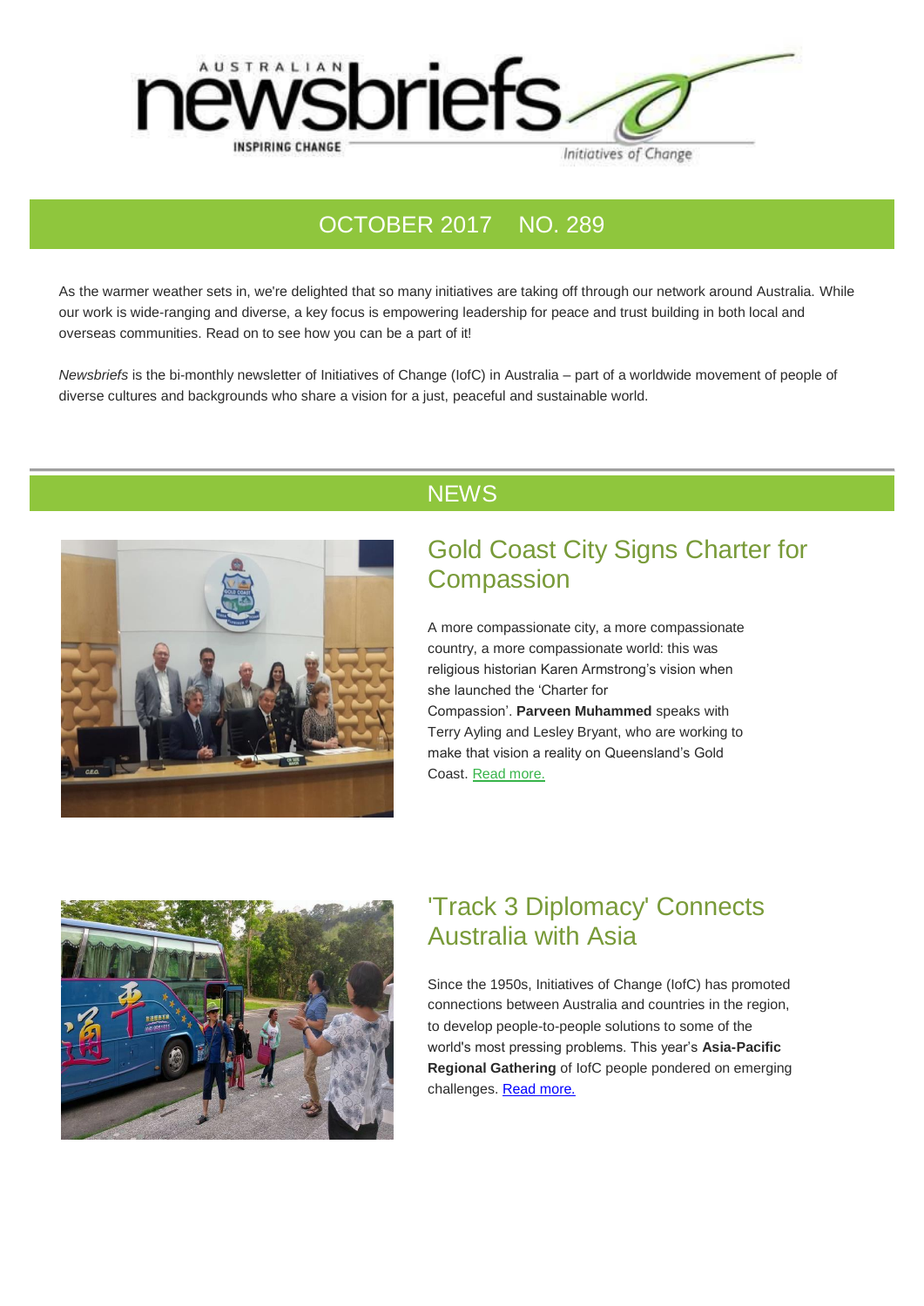# AUSTRALIAN newsbriefs

INSPIRING CHANGE

Initiatives of Change

## OCTOBER 2017 NO. 289

As the warmer weather sets in, we're delighted that so many initiatives are taking off through our network around Australia. While our work is wide-ranging and diverse, a key focus is empowering leadership for peace and trust building in both local and overseas communities. Read on to see how you can be a part of it!

*Newsbriefs* is the bi-monthly newsletter of Initiatives of Change (IofC) in Australia – part of a worldwide movement of people of diverse cultures and backgrounds who share a vision for a just, peaceful and sustainable world.

## NEWS

### Gold Coast City Signs Charter for Compassion

A more compassionate city, a more compassionate country, a more compassionate world: this was religious historian Karen Armstrong's vision when she launched the 'Charter for Compassion'. **Parveen Muhammed** speaks with Terry Ayling and Lesley Bryant, who are working to make that vision a reality on Queensland's Gold Coast. Read more.

### 'Track 3 Diplomacy' Connects Australia with Asia

Since the 1950s, Initiatives of Change (IofC) has promoted connections between Australia and countries in the region, to develop people-to-people solutions to some of the world's most pressing problems. This year's **Asia-Pacific Regional Gathering** of IofC people pondered on emerging challenges. Read more.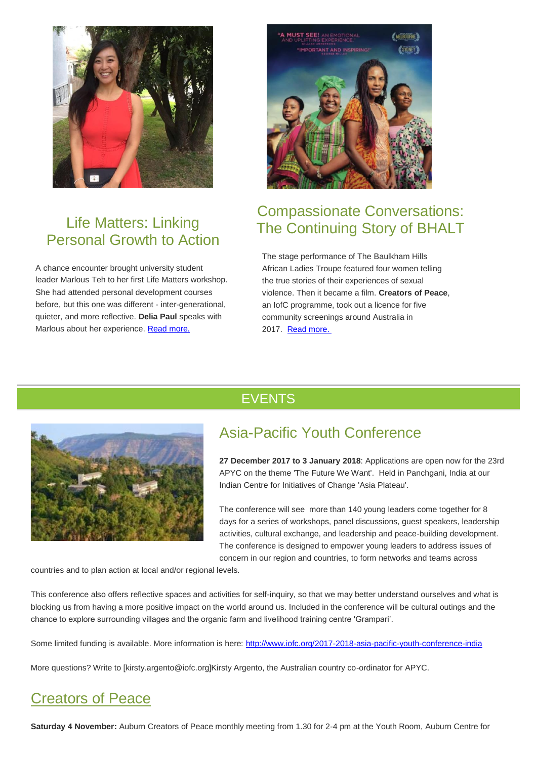## Life Matters: Linking Personal Growth to Action

A chance encounter brought university student leader Marlous Teh to her first Life Matters workshop. She had attended personal development courses before, but this one was different - inter-generational, quieter, and more reflective. **Delia Paul** speaks with Marlous about her experience. Read more.

## Compassionate Conversations: The Continuing Story of BHALT

The stage performance of The Baulkham Hills African Ladies Troupe featured four women telling the true stories of their experiences of sexual violence. Then it became a film. **Creators of Peace**, an IofC programme, took out a licence for five community screenings around Australia in 2017. Read more.

# EVENTS

## Asia-Pacific Youth Conference

**27 December 2017 to 3 January 2018**: Applications are open now for the 23rd APYC on the theme 'The Future We Want'. Held in Panchgani, India at our Indian Centre for Initiatives of Change 'Asia Plateau'.

The conference will see more than 140 young leaders come together for 8 days for a series of workshops, panel discussions, guest speakers, leadership activities, cultural exchange, and leadership and peace-building development. The conference is designed to empower young leaders to address issues of concern in our region and countries, to form networks and teams across countries and to plan action at local and/or regional levels.

This conference also offers reflective spaces and activities for self-inquiry, so that we may better understand ourselves and what is blocking us from having a more positive impact on the world around us. Included in the conference will be cultural outings and the chance to explore surrounding villages and the organic farm and livelihood training centre 'Grampari'.

Some limited funding is available. More information is here: http://www.iofc.org/2017-2018-asia-pacific-youth-conference-india

More questions? Write to [kirsty.argento@iofc.org]Kirsty Argento, the Australian country co-ordinator for APYC.

## Creators of Peace

**Saturday 4 November:** Auburn Creators of Peace monthly meeting from 1.30 for 2-4 pm at the Youth Room, Auburn Centre for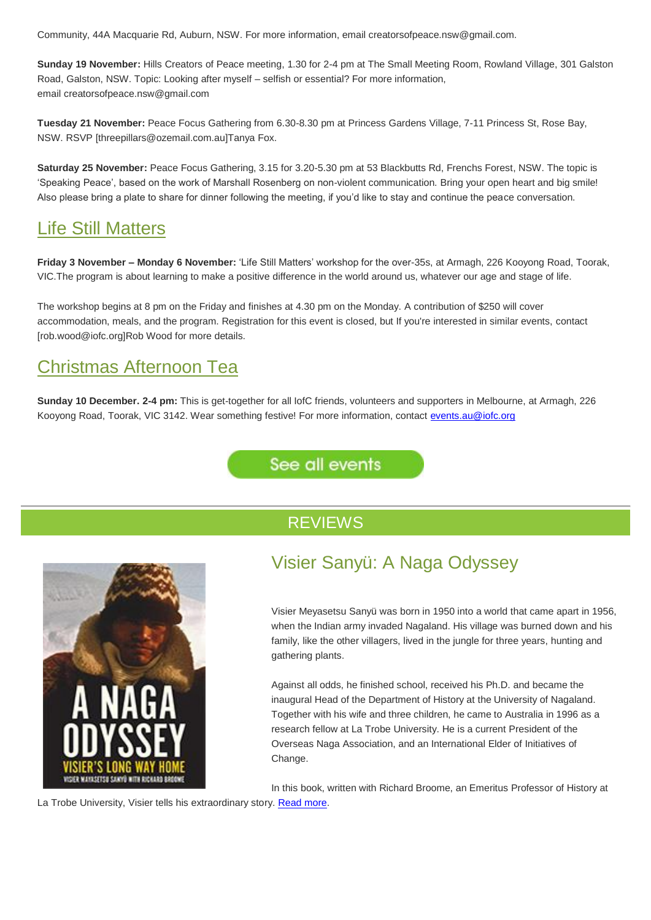Community, 44A Macquarie Rd, Auburn, NSW. For more information, email creatorsofpeace.nsw@gmail.com.

**Sunday 19 November:** Hills Creators of Peace meeting, 1.30 for 2-4 pm at The Small Meeting Room, Rowland Village, 301 Galston Road, Galston, NSW. Topic: Looking after myself – selfish or essential? For more information, email creatorsofpeace.nsw@gmail.com

**Tuesday 21 November:** Peace Focus Gathering from 6.30-8.30 pm at Princess Gardens Village, 7-11 Princess St, Rose Bay, NSW. RSVP [threepillars@ozemail.com.au]Tanya Fox.

**Saturday 25 November:** Peace Focus Gathering, 3.15 for 3.20-5.30 pm at 53 Blackbutts Rd, Frenchs Forest, NSW. The topic is 'Speaking Peace', based on the work of Marshall Rosenberg on non-violent communication. Bring your open heart and big smile! Also please bring a plate to share for dinner following the meeting, if you'd like to stay and continue the peace conversation.

## Life Still Matters

**Friday 3 November – Monday 6 November:** 'Life Still Matters' workshop for the over-35s, at Armagh, 226 Kooyong Road, Toorak, VIC.The program is about learning to make a positive difference in the world around us, whatever our age and stage of life.

The workshop begins at 8 pm on the Friday and finishes at 4.30 pm on the Monday. A contribution of $250 will cover accommodation, meals, and the program. Registration for this event is closed, but If you're interested in similar events, contact [rob.wood@iofc.org]Rob Wood for more details.

## Christmas Afternoon Tea

**Sunday 10 December. 2-4 pm:** This is get-together for all IofC friends, volunteers and supporters in Melbourne, at Armagh, 226 Kooyong Road, Toorak, VIC 3142. Wear something festive! For more information, contact events.au@iofc.org

See all events

# REVIEWS

## Visier Sanyü: A Naga Odyssey

Visier Meyasetsu Sanyü was born in 1950 into a world that came apart in 1956, when the Indian army invaded Nagaland. His village was burned down and his family, like the other villagers, lived in the jungle for three years, hunting and gathering plants.

Against all odds, he finished school, received his Ph.D. and became the inaugural Head of the Department of History at the University of Nagaland. Together with his wife and three children, he came to Australia in 1996 as a research fellow at La Trobe University. He is a current President of the Overseas Naga Association, and an International Elder of Initiatives of Change.

In this book, written with Richard Broome, an Emeritus Professor of History at La Trobe University, Visier tells his extraordinary story. Read more.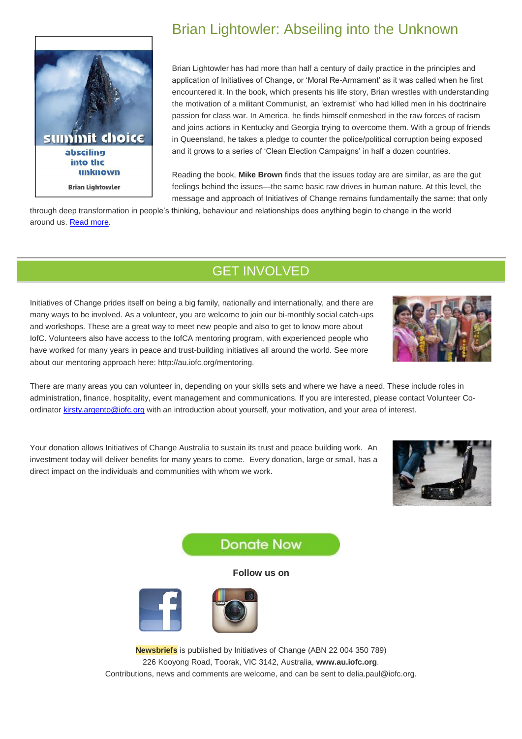## Brian Lightowler: Abseiling into the Unknown

Brian Lightowler has had more than half a century of daily practice in the principles and application of Initiatives of Change, or 'Moral Re-Armament' as it was called when he first encountered it. In the book, which presents his life story, Brian wrestles with understanding the motivation of a militant Communist, an 'extremist' who had killed men in his doctrinaire passion for class war. In America, he finds himself enmeshed in the raw forces of racism and joins actions in Kentucky and Georgia trying to overcome them. With a group of friends in Queensland, he takes a pledge to counter the police/political corruption being exposed and it grows to a series of 'Clean Election Campaigns' in half a dozen countries.

Reading the book, **Mike Brown** finds that the issues today are are similar, as are the gut feelings behind the issues—the same basic raw drives in human nature. At this level, the message and approach of Initiatives of Change remains fundamentally the same: that only through deep transformation in people's thinking, behaviour and relationships does anything begin to change in the world around us. Read more.

## GET INVOLVED

Initiatives of Change prides itself on being a big family, nationally and internationally, and there are many ways to be involved. As a volunteer, you are welcome to join our bi-monthly social catch-ups and workshops. These are a great way to meet new people and also to get to know more about IofC. Volunteers also have access to the IofCA mentoring program, with experienced people who have worked for many years in peace and trust-building initiatives all around the world. See more about our mentoring approach here: http://au.iofc.org/mentoring.

There are many areas you can volunteer in, depending on your skills sets and where we have a need. These include roles in administration, finance, hospitality, event management and communications. If you are interested, please contact Volunteer Co-ordinator kirsty.argento@iofc.org with an introduction about yourself, your motivation, and your area of interest.

Your donation allows Initiatives of Change Australia to sustain its trust and peace building work. An investment today will deliver benefits for many years to come. Every donation, large or small, has a direct impact on the individuals and communities with whom we work.

Donate Now

**Follow us on**

**Newsbriefs** is published by Initiatives of Change (ABN 22 004 350 789)
226 Kooyong Road, Toorak, VIC 3142, Australia, **www.au.iofc.org**.
Contributions, news and comments are welcome, and can be sent to delia.paul@iofc.org.